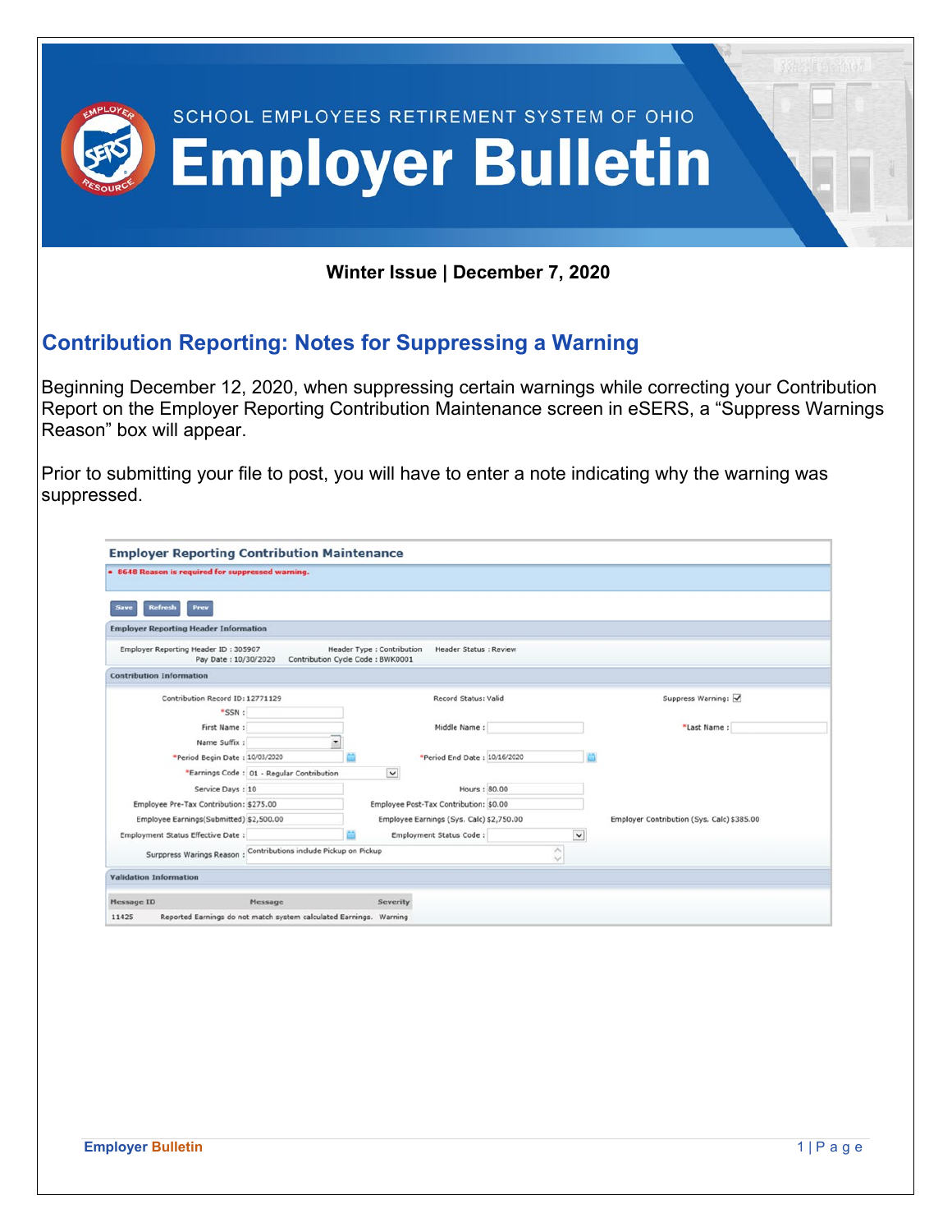# SCHOOL EMPLOYEES RETIREMENT SYSTEM OF OHIO

# Employer Bulletin

**Winter Issue | December 7, 2020**

## Contribution Reporting: Notes for Suppressing a Warning

Beginning December 12, 2020, when suppressing certain warnings while correcting your Contribution Report on the Employer Reporting Contribution Maintenance screen in eSERS, a "Suppress Warnings Reason" box will appear.

Prior to submitting your file to post, you will have to enter a note indicating why the warning was suppressed.

**Employer Reporting Contribution Maintenance**

- 8648 Reason is required for suppressed warning.

Save | Refresh | Prev

**Employer Reporting Header Information**

Employer Reporting Header ID : 305907 &nbsp; Header Type : Contribution &nbsp; Header Status : Review
Pay Date : 10/30/2020 &nbsp; Contribution Cycle Code : BWK0001

**Contribution Information**

Contribution Record ID: 12771129 &nbsp; Record Status: Valid &nbsp; Suppress Warning: ☑
*SSN :
First Name : &nbsp; Middle Name : &nbsp; *Last Name :
Name Suffix :
*Period Begin Date : 10/03/2020 &nbsp; *Period End Date : 10/16/2020
*Earnings Code : 01 - Regular Contribution
Service Days : 10 &nbsp; Hours : 80.00
Employee Pre-Tax Contribution: $275.00 &nbsp; Employee Post-Tax Contribution: $0.00
Employee Earnings(Submitted) $2,500.00 &nbsp; Employee Earnings (Sys. Calc) $2,750.00 &nbsp; Employer Contribution (Sys. Calc) $385.00
Employment Status Effective Date : &nbsp; Employment Status Code :
Suppress Warings Reason : Contributions include Pickup on Pickup

**Validation Information**

| Message ID | Message | Severity |
|---|---|---|
| 11425 | Reported Earnings do not match system calculated Earnings. | Warning |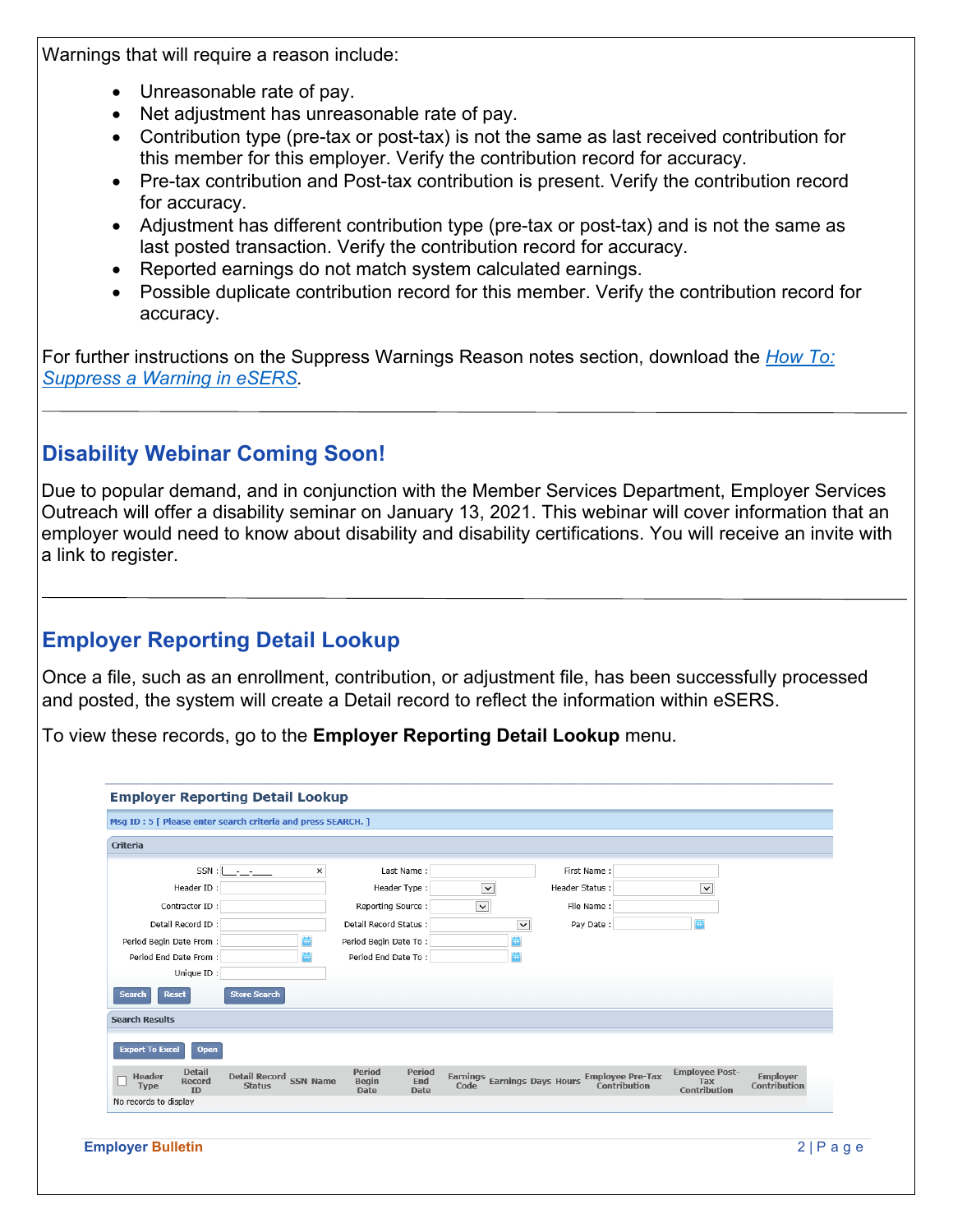Warnings that will require a reason include:

- Unreasonable rate of pay.
- Net adjustment has unreasonable rate of pay.
- Contribution type (pre-tax or post-tax) is not the same as last received contribution for this member for this employer. Verify the contribution record for accuracy.
- Pre-tax contribution and Post-tax contribution is present. Verify the contribution record for accuracy.
- Adjustment has different contribution type (pre-tax or post-tax) and is not the same as last posted transaction. Verify the contribution record for accuracy.
- Reported earnings do not match system calculated earnings.
- Possible duplicate contribution record for this member. Verify the contribution record for accuracy.

For further instructions on the Suppress Warnings Reason notes section, download the *How To: Suppress a Warning in eSERS*.

---

## Disability Webinar Coming Soon!

Due to popular demand, and in conjunction with the Member Services Department, Employer Services Outreach will offer a disability seminar on January 13, 2021. This webinar will cover information that an employer would need to know about disability and disability certifications. You will receive an invite with a link to register.

---

## Employer Reporting Detail Lookup

Once a file, such as an enrollment, contribution, or adjustment file, has been successfully processed and posted, the system will create a Detail record to reflect the information within eSERS.

To view these records, go to the **Employer Reporting Detail Lookup** menu.

**Employer Reporting Detail Lookup**

Msg ID : 5 [ Please enter search criteria and press SEARCH. ]

**Criteria**

SSN : | Last Name : | First Name :
Header ID : | Header Type : | Header Status :
Contractor ID : | Reporting Source : | File Name :
Detail Record ID : | Detail Record Status : | Pay Date :
Period Begin Date From : | Period Begin Date To :
Period End Date From : | Period End Date To :
Unique ID :

Search | Reset | Store Search

**Search Results**

Export To Excel | Open

| Header Type | Detail Record ID | Detail Record Status | SSN | Name | Period Begin Date | Period End Date | Earnings Code | Earnings | Days | Hours | Employee Pre-Tax Contribution | Employee Post-Tax Contribution | Employer Contribution |
|---|---|---|---|---|---|---|---|---|---|---|---|---|---|
| No records to display | | | | | | | | | | | | | |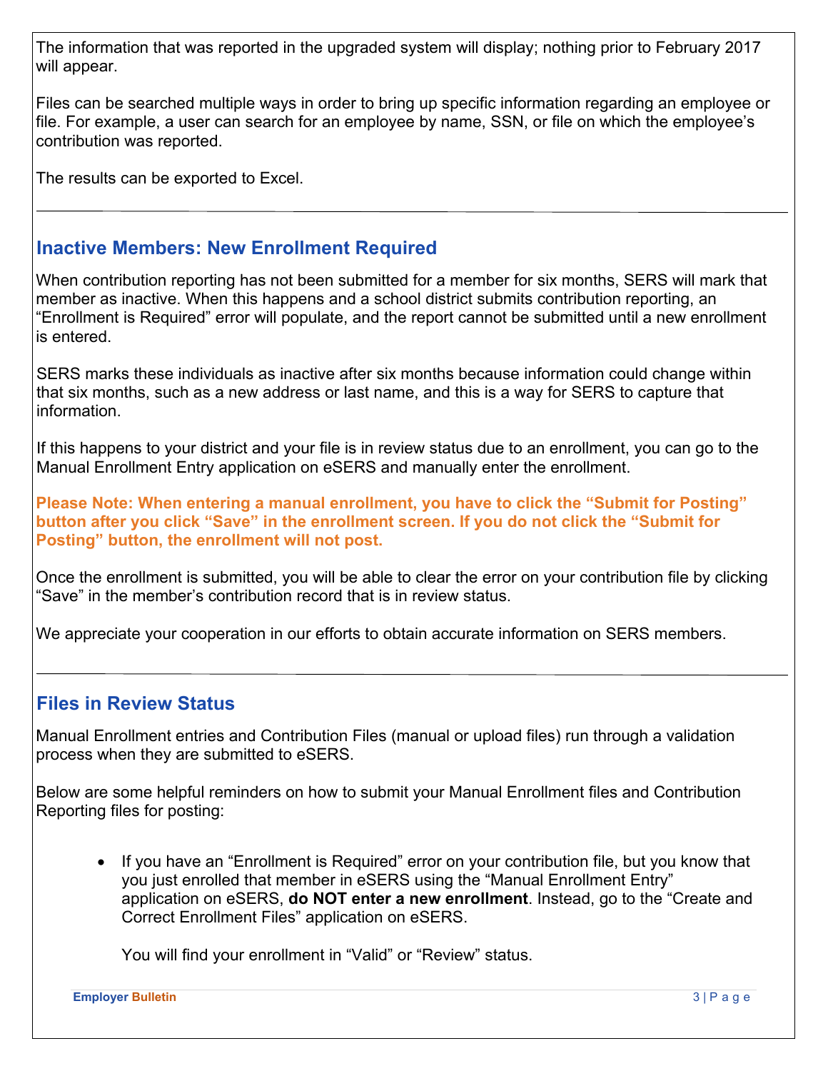The information that was reported in the upgraded system will display; nothing prior to February 2017 will appear.

Files can be searched multiple ways in order to bring up specific information regarding an employee or file. For example, a user can search for an employee by name, SSN, or file on which the employee's contribution was reported.

The results can be exported to Excel.

---

## Inactive Members: New Enrollment Required

When contribution reporting has not been submitted for a member for six months, SERS will mark that member as inactive. When this happens and a school district submits contribution reporting, an "Enrollment is Required" error will populate, and the report cannot be submitted until a new enrollment is entered.

SERS marks these individuals as inactive after six months because information could change within that six months, such as a new address or last name, and this is a way for SERS to capture that information.

If this happens to your district and your file is in review status due to an enrollment, you can go to the Manual Enrollment Entry application on eSERS and manually enter the enrollment.

**Please Note: When entering a manual enrollment, you have to click the "Submit for Posting" button after you click "Save" in the enrollment screen. If you do not click the "Submit for Posting" button, the enrollment will not post.**

Once the enrollment is submitted, you will be able to clear the error on your contribution file by clicking "Save" in the member's contribution record that is in review status.

We appreciate your cooperation in our efforts to obtain accurate information on SERS members.

---

## Files in Review Status

Manual Enrollment entries and Contribution Files (manual or upload files) run through a validation process when they are submitted to eSERS.

Below are some helpful reminders on how to submit your Manual Enrollment files and Contribution Reporting files for posting:

- If you have an "Enrollment is Required" error on your contribution file, but you know that you just enrolled that member in eSERS using the "Manual Enrollment Entry" application on eSERS, **do NOT enter a new enrollment**. Instead, go to the "Create and Correct Enrollment Files" application on eSERS.

  You will find your enrollment in "Valid" or "Review" status.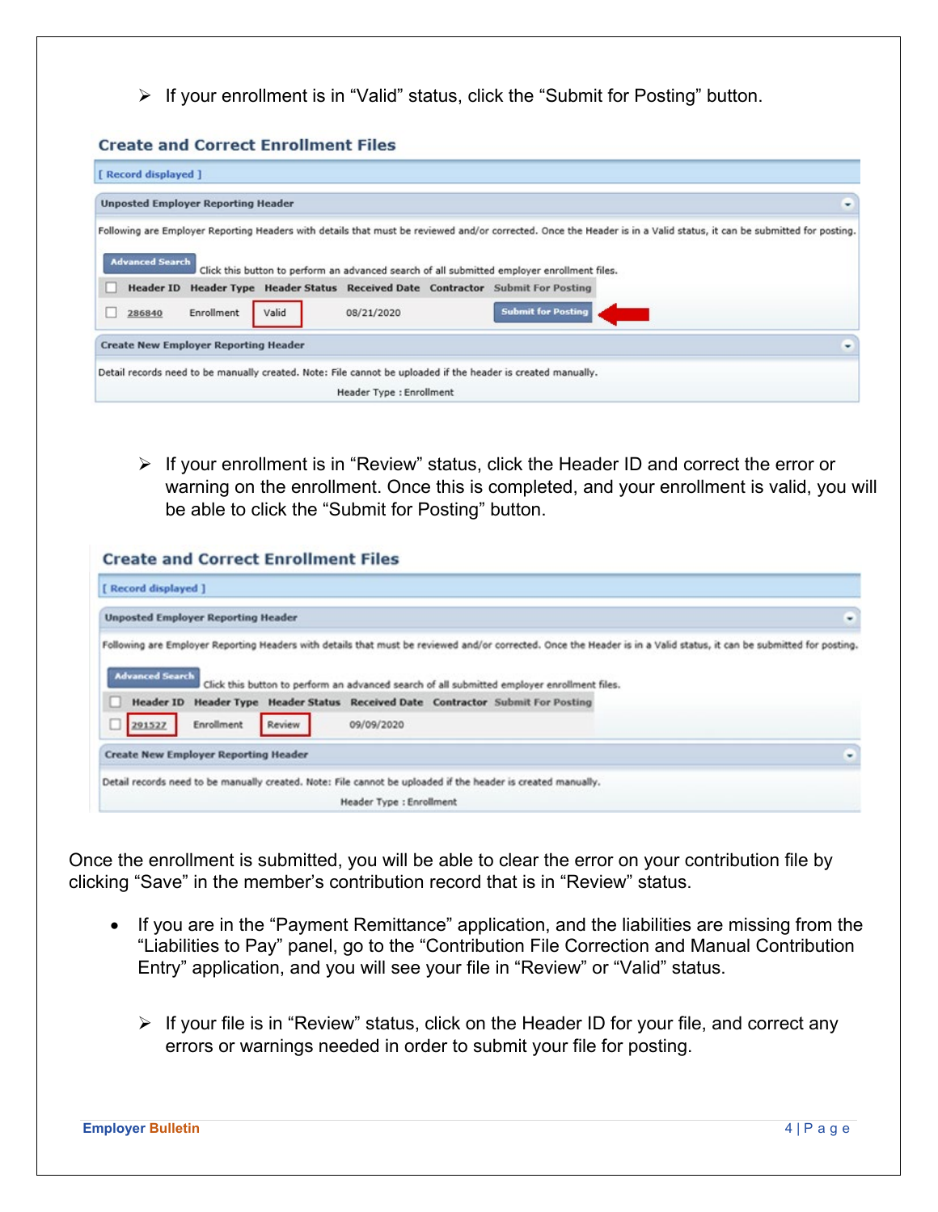- If your enrollment is in "Valid" status, click the "Submit for Posting" button.

**Create and Correct Enrollment Files**

[ Record displayed ]

**Unposted Employer Reporting Header**

Following are Employer Reporting Headers with details that must be reviewed and/or corrected. Once the Header is in a Valid status, it can be submitted for posting.

Advanced Search — Click this button to perform an advanced search of all submitted employer enrollment files.

| | Header ID | Header Type | Header Status | Received Date | Contractor | Submit For Posting |
|---|---|---|---|---|---|---|
| ☐ | 286840 | Enrollment | Valid | 08/21/2020 | | Submit for Posting |

**Create New Employer Reporting Header**

Detail records need to be manually created. Note: File cannot be uploaded if the header is created manually.

Header Type : Enrollment

- If your enrollment is in "Review" status, click the Header ID and correct the error or warning on the enrollment. Once this is completed, and your enrollment is valid, you will be able to click the "Submit for Posting" button.

**Create and Correct Enrollment Files**

[ Record displayed ]

**Unposted Employer Reporting Header**

Following are Employer Reporting Headers with details that must be reviewed and/or corrected. Once the Header is in a Valid status, it can be submitted for posting.

Advanced Search — Click this button to perform an advanced search of all submitted employer enrollment files.

| | Header ID | Header Type | Header Status | Received Date | Contractor | Submit For Posting |
|---|---|---|---|---|---|---|
| ☐ | 291527 | Enrollment | Review | 09/09/2020 | | |

**Create New Employer Reporting Header**

Detail records need to be manually created. Note: File cannot be uploaded if the header is created manually.

Header Type : Enrollment

Once the enrollment is submitted, you will be able to clear the error on your contribution file by clicking "Save" in the member's contribution record that is in "Review" status.

- If you are in the "Payment Remittance" application, and the liabilities are missing from the "Liabilities to Pay" panel, go to the "Contribution File Correction and Manual Contribution Entry" application, and you will see your file in "Review" or "Valid" status.

  - If your file is in "Review" status, click on the Header ID for your file, and correct any errors or warnings needed in order to submit your file for posting.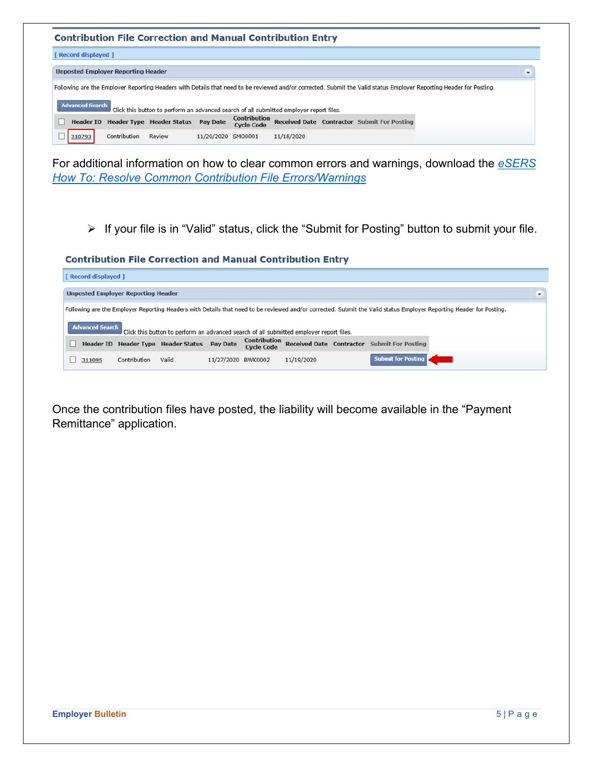### Contribution File Correction and Manual Contribution Entry

[ Record displayed ]

**Unposted Employer Reporting Header**

Following are the Employer Reporting Headers with Details that need to be reviewed and/or corrected. Submit the Valid status Employer Reporting Header for Posting.

Advanced Search Click this button to perform an advanced search of all submitted employer report files.

| | Header ID | Header Type | Header Status | Pay Date | Contribution Cycle Code | Received Date | Contractor | Submit For Posting |
|---|---|---|---|---|---|---|---|---|
| ☐ | 310793 | Contribution | Review | 11/20/2020 | SM00001 | 11/18/2020 | | |

For additional information on how to clear common errors and warnings, download the *eSERS How To: Resolve Common Contribution File Errors/Warnings*

- If your file is in “Valid” status, click the “Submit for Posting” button to submit your file.

### Contribution File Correction and Manual Contribution Entry

[ Record displayed ]

**Unposted Employer Reporting Header**

Following are the Employer Reporting Headers with Details that need to be reviewed and/or corrected. Submit the Valid status Employer Reporting Header for Posting.

Advanced Search Click this button to perform an advanced search of all submitted employer report files.

| | Header ID | Header Type | Header Status | Pay Date | Contribution Cycle Code | Received Date | Contractor | Submit For Posting |
|---|---|---|---|---|---|---|---|---|
| ☐ | 311095 | Contribution | Valid | 11/27/2020 | BWK0002 | 11/19/2020 | | Submit for Posting |

Once the contribution files have posted, the liability will become available in the “Payment Remittance” application.